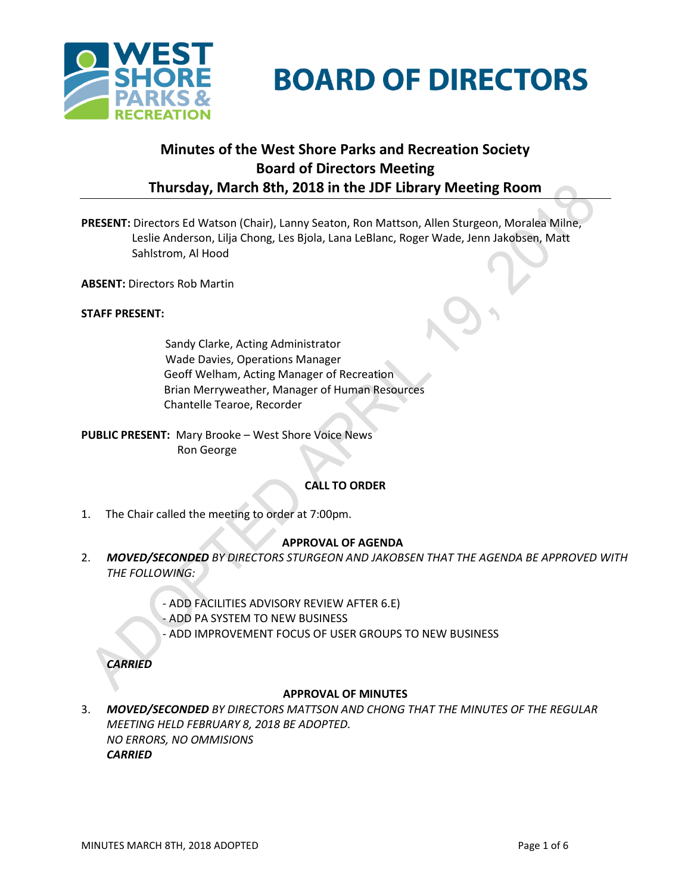# BOARD OF DIRECTORS

## Minutes of the West Shore Parks and Recreation Society Board of Directors Meeting Thursday, March 8th, 2018 in the JDF Library Meeting Room

**PRESENT:** Directors Ed Watson (Chair), Lanny Seaton, Ron Mattson, Allen Sturgeon, Moralea Milne, Leslie Anderson, Lilja Chong, Les Bjola, Lana LeBlanc, Roger Wade, Jenn Jakobsen, Matt Sahlstrom, Al Hood

**ABSENT:** Directors Rob Martin

**STAFF PRESENT:**

Sandy Clarke, Acting Administrator
Wade Davies, Operations Manager
Geoff Welham, Acting Manager of Recreation
Brian Merryweather, Manager of Human Resources
Chantelle Tearoe, Recorder

**PUBLIC PRESENT:** Mary Brooke – West Shore Voice News
Ron George

### CALL TO ORDER

1. The Chair called the meeting to order at 7:00pm.

### APPROVAL OF AGENDA

2. ***MOVED/SECONDED*** *BY DIRECTORS STURGEON AND JAKOBSEN THAT THE AGENDA BE APPROVED WITH THE FOLLOWING:*

   - ADD FACILITIES ADVISORY REVIEW AFTER 6.E)
   - ADD PA SYSTEM TO NEW BUSINESS
   - ADD IMPROVEMENT FOCUS OF USER GROUPS TO NEW BUSINESS

   ***CARRIED***

### APPROVAL OF MINUTES

3. ***MOVED/SECONDED*** *BY DIRECTORS MATTSON AND CHONG THAT THE MINUTES OF THE REGULAR MEETING HELD FEBRUARY 8, 2018 BE ADOPTED.*
   *NO ERRORS, NO OMMISIONS*
   ***CARRIED***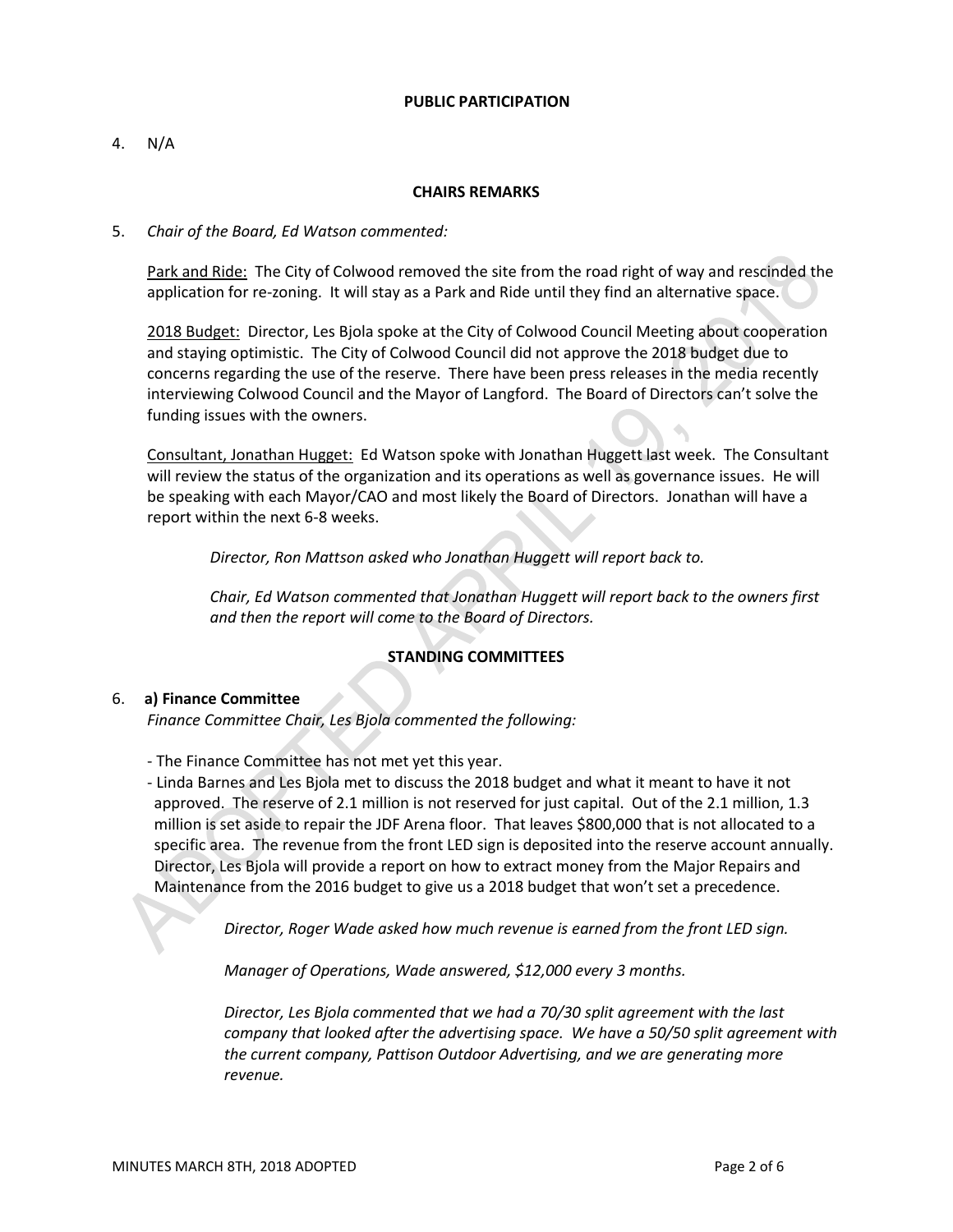**PUBLIC PARTICIPATION**

4. N/A

**CHAIRS REMARKS**

5. *Chair of the Board, Ed Watson commented:*

Park and Ride: The City of Colwood removed the site from the road right of way and rescinded the application for re-zoning. It will stay as a Park and Ride until they find an alternative space.

2018 Budget: Director, Les Bjola spoke at the City of Colwood Council Meeting about cooperation and staying optimistic. The City of Colwood Council did not approve the 2018 budget due to concerns regarding the use of the reserve. There have been press releases in the media recently interviewing Colwood Council and the Mayor of Langford. The Board of Directors can't solve the funding issues with the owners.

Consultant, Jonathan Hugget: Ed Watson spoke with Jonathan Huggett last week. The Consultant will review the status of the organization and its operations as well as governance issues. He will be speaking with each Mayor/CAO and most likely the Board of Directors. Jonathan will have a report within the next 6-8 weeks.

*Director, Ron Mattson asked who Jonathan Huggett will report back to.*

*Chair, Ed Watson commented that Jonathan Huggett will report back to the owners first and then the report will come to the Board of Directors.*

**STANDING COMMITTEES**

6. **a) Finance Committee**
*Finance Committee Chair, Les Bjola commented the following:*

- The Finance Committee has not met yet this year.
- Linda Barnes and Les Bjola met to discuss the 2018 budget and what it meant to have it not approved. The reserve of 2.1 million is not reserved for just capital. Out of the 2.1 million, 1.3 million is set aside to repair the JDF Arena floor. That leaves $800,000 that is not allocated to a specific area. The revenue from the front LED sign is deposited into the reserve account annually. Director, Les Bjola will provide a report on how to extract money from the Major Repairs and Maintenance from the 2016 budget to give us a 2018 budget that won't set a precedence.

*Director, Roger Wade asked how much revenue is earned from the front LED sign.*

*Manager of Operations, Wade answered, $12,000 every 3 months.*

*Director, Les Bjola commented that we had a 70/30 split agreement with the last company that looked after the advertising space. We have a 50/50 split agreement with the current company, Pattison Outdoor Advertising, and we are generating more revenue.*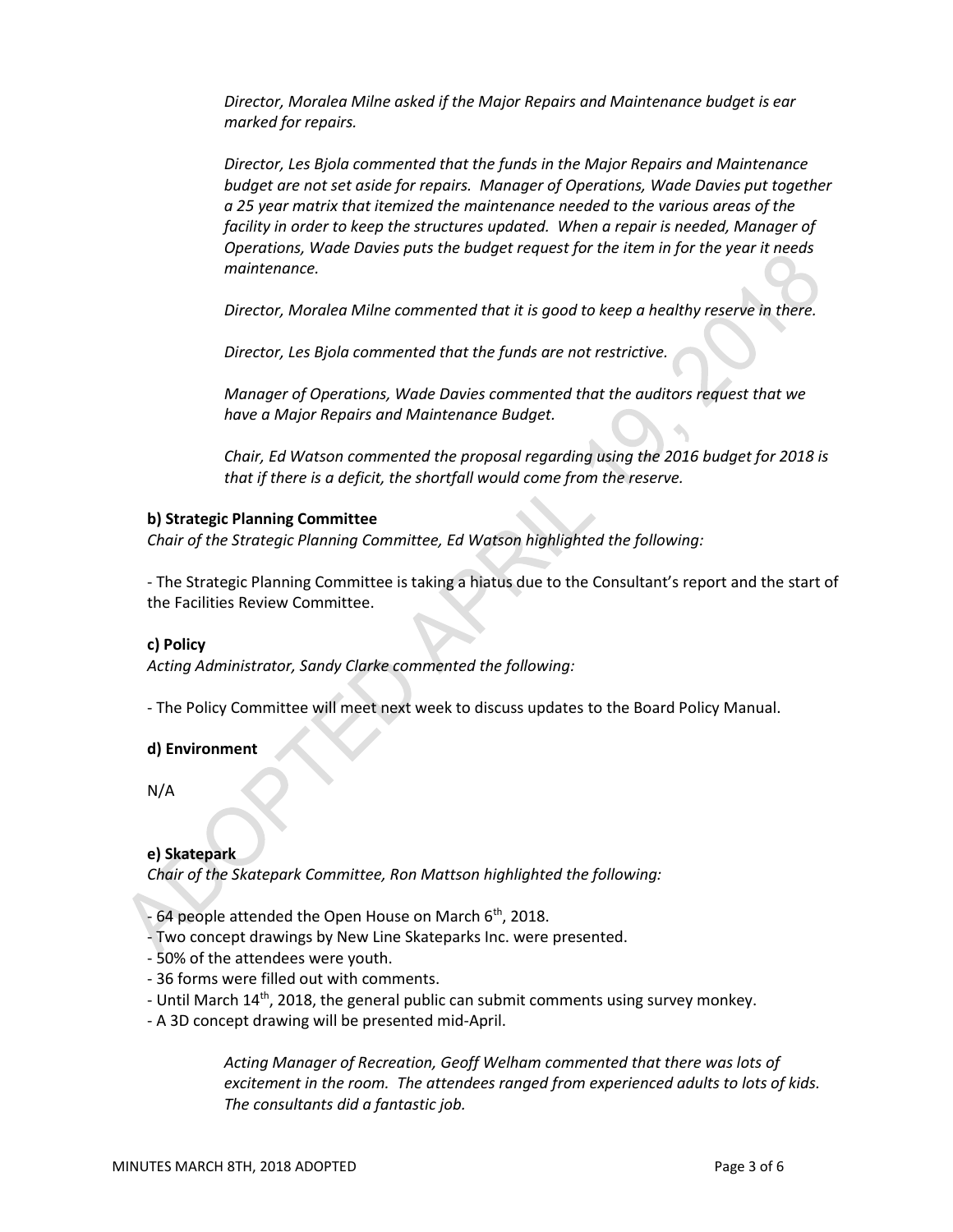*Director, Moralea Milne asked if the Major Repairs and Maintenance budget is ear marked for repairs.*

*Director, Les Bjola commented that the funds in the Major Repairs and Maintenance budget are not set aside for repairs. Manager of Operations, Wade Davies put together a 25 year matrix that itemized the maintenance needed to the various areas of the facility in order to keep the structures updated. When a repair is needed, Manager of Operations, Wade Davies puts the budget request for the item in for the year it needs maintenance.*

*Director, Moralea Milne commented that it is good to keep a healthy reserve in there.*

*Director, Les Bjola commented that the funds are not restrictive.*

*Manager of Operations, Wade Davies commented that the auditors request that we have a Major Repairs and Maintenance Budget.*

*Chair, Ed Watson commented the proposal regarding using the 2016 budget for 2018 is that if there is a deficit, the shortfall would come from the reserve.*

**b) Strategic Planning Committee**

*Chair of the Strategic Planning Committee, Ed Watson highlighted the following:*

- The Strategic Planning Committee is taking a hiatus due to the Consultant's report and the start of the Facilities Review Committee.

**c) Policy**

*Acting Administrator, Sandy Clarke commented the following:*

- The Policy Committee will meet next week to discuss updates to the Board Policy Manual.

**d) Environment**

N/A

**e) Skatepark**

*Chair of the Skatepark Committee, Ron Mattson highlighted the following:*

- 64 people attended the Open House on March 6th, 2018.
- Two concept drawings by New Line Skateparks Inc. were presented.
- 50% of the attendees were youth.
- 36 forms were filled out with comments.
- Until March 14th, 2018, the general public can submit comments using survey monkey.
- A 3D concept drawing will be presented mid-April.

*Acting Manager of Recreation, Geoff Welham commented that there was lots of excitement in the room. The attendees ranged from experienced adults to lots of kids. The consultants did a fantastic job.*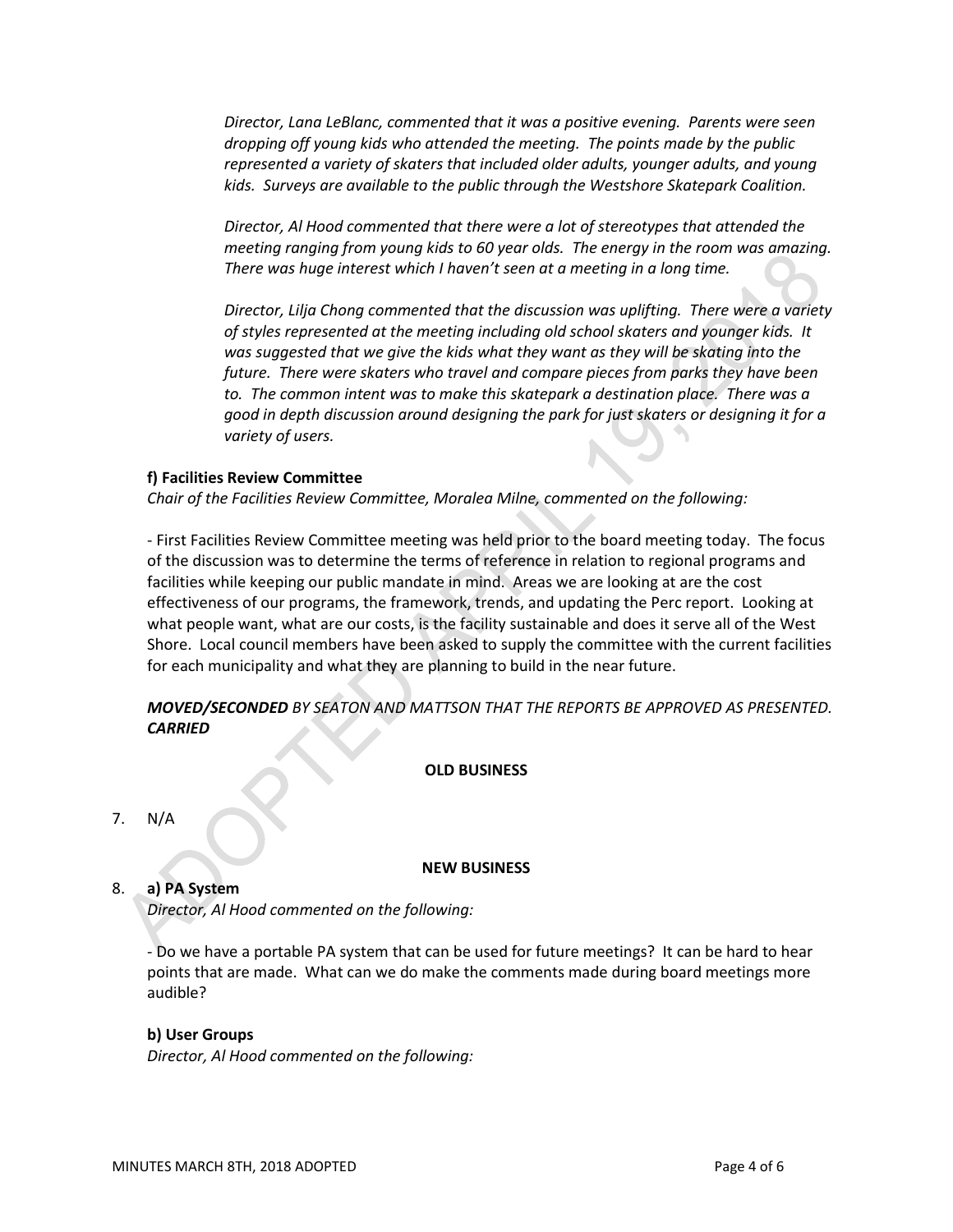*Director, Lana LeBlanc, commented that it was a positive evening. Parents were seen dropping off young kids who attended the meeting. The points made by the public represented a variety of skaters that included older adults, younger adults, and young kids. Surveys are available to the public through the Westshore Skatepark Coalition.*

*Director, Al Hood commented that there were a lot of stereotypes that attended the meeting ranging from young kids to 60 year olds. The energy in the room was amazing. There was huge interest which I haven't seen at a meeting in a long time.*

*Director, Lilja Chong commented that the discussion was uplifting. There were a variety of styles represented at the meeting including old school skaters and younger kids. It was suggested that we give the kids what they want as they will be skating into the future. There were skaters who travel and compare pieces from parks they have been to. The common intent was to make this skatepark a destination place. There was a good in depth discussion around designing the park for just skaters or designing it for a variety of users.*

**f) Facilities Review Committee**

*Chair of the Facilities Review Committee, Moralea Milne, commented on the following:*

- First Facilities Review Committee meeting was held prior to the board meeting today. The focus of the discussion was to determine the terms of reference in relation to regional programs and facilities while keeping our public mandate in mind. Areas we are looking at are the cost effectiveness of our programs, the framework, trends, and updating the Perc report. Looking at what people want, what are our costs, is the facility sustainable and does it serve all of the West Shore. Local council members have been asked to supply the committee with the current facilities for each municipality and what they are planning to build in the near future.

***MOVED/SECONDED*** *BY SEATON AND MATTSON THAT THE REPORTS BE APPROVED AS PRESENTED.* ***CARRIED***

**OLD BUSINESS**

7. N/A

**NEW BUSINESS**

8. **a) PA System**

*Director, Al Hood commented on the following:*

- Do we have a portable PA system that can be used for future meetings? It can be hard to hear points that are made. What can we do make the comments made during board meetings more audible?

**b) User Groups**

*Director, Al Hood commented on the following:*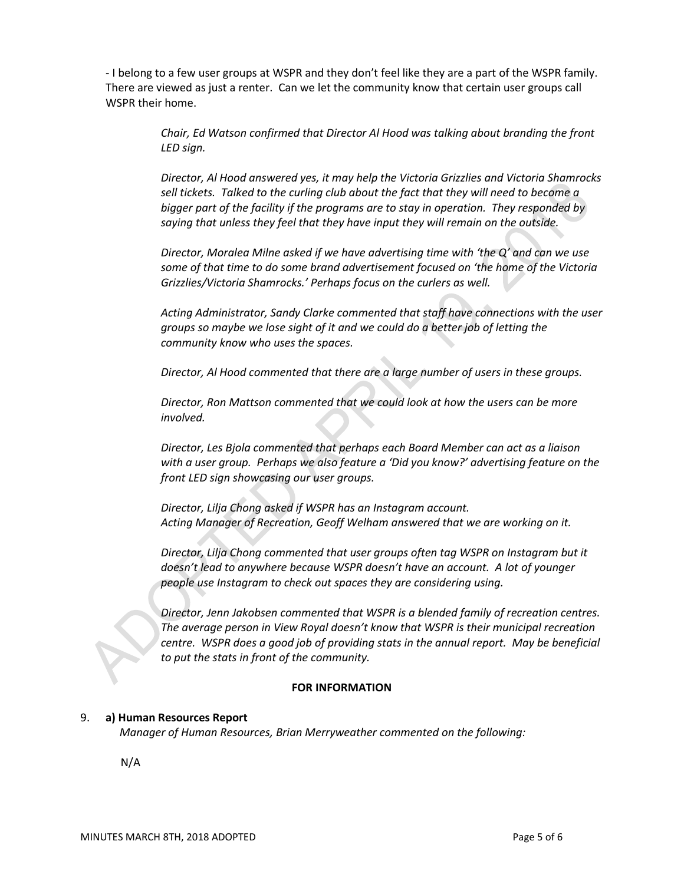- I belong to a few user groups at WSPR and they don't feel like they are a part of the WSPR family. There are viewed as just a renter. Can we let the community know that certain user groups call WSPR their home.

> *Chair, Ed Watson confirmed that Director Al Hood was talking about branding the front LED sign.*
>
> *Director, Al Hood answered yes, it may help the Victoria Grizzlies and Victoria Shamrocks sell tickets. Talked to the curling club about the fact that they will need to become a bigger part of the facility if the programs are to stay in operation. They responded by saying that unless they feel that they have input they will remain on the outside.*
>
> *Director, Moralea Milne asked if we have advertising time with 'the Q' and can we use some of that time to do some brand advertisement focused on 'the home of the Victoria Grizzlies/Victoria Shamrocks.' Perhaps focus on the curlers as well.*
>
> *Acting Administrator, Sandy Clarke commented that staff have connections with the user groups so maybe we lose sight of it and we could do a better job of letting the community know who uses the spaces.*
>
> *Director, Al Hood commented that there are a large number of users in these groups.*
>
> *Director, Ron Mattson commented that we could look at how the users can be more involved.*
>
> *Director, Les Bjola commented that perhaps each Board Member can act as a liaison with a user group. Perhaps we also feature a 'Did you know?' advertising feature on the front LED sign showcasing our user groups.*
>
> *Director, Lilja Chong asked if WSPR has an Instagram account.*
> *Acting Manager of Recreation, Geoff Welham answered that we are working on it.*
>
> *Director, Lilja Chong commented that user groups often tag WSPR on Instagram but it doesn't lead to anywhere because WSPR doesn't have an account. A lot of younger people use Instagram to check out spaces they are considering using.*
>
> *Director, Jenn Jakobsen commented that WSPR is a blended family of recreation centres. The average person in View Royal doesn't know that WSPR is their municipal recreation centre. WSPR does a good job of providing stats in the annual report. May be beneficial to put the stats in front of the community.*

**FOR INFORMATION**

9. **a) Human Resources Report**
   *Manager of Human Resources, Brian Merryweather commented on the following:*

   N/A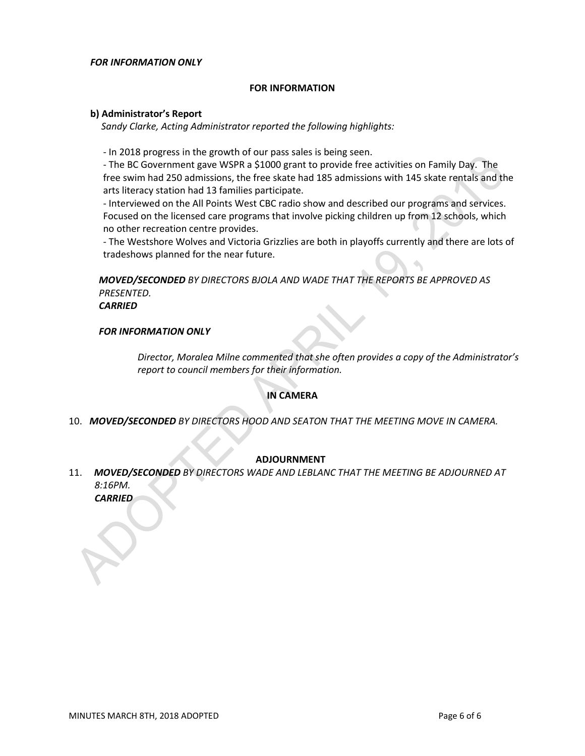*FOR INFORMATION ONLY*

**FOR INFORMATION**

**b) Administrator's Report**

*Sandy Clarke, Acting Administrator reported the following highlights:*

- In 2018 progress in the growth of our pass sales is being seen.
- The BC Government gave WSPR a $1000 grant to provide free activities on Family Day. The free swim had 250 admissions, the free skate had 185 admissions with 145 skate rentals and the arts literacy station had 13 families participate.
- Interviewed on the All Points West CBC radio show and described our programs and services. Focused on the licensed care programs that involve picking children up from 12 schools, which no other recreation centre provides.
- The Westshore Wolves and Victoria Grizzlies are both in playoffs currently and there are lots of tradeshows planned for the near future.

***MOVED/SECONDED*** *BY DIRECTORS BJOLA AND WADE THAT THE REPORTS BE APPROVED AS PRESENTED.*
***CARRIED***

***FOR INFORMATION ONLY***

*Director, Moralea Milne commented that she often provides a copy of the Administrator's report to council members for their information.*

**IN CAMERA**

10. ***MOVED/SECONDED*** *BY DIRECTORS HOOD AND SEATON THAT THE MEETING MOVE IN CAMERA.*

**ADJOURNMENT**

11. ***MOVED/SECONDED*** *BY DIRECTORS WADE AND LEBLANC THAT THE MEETING BE ADJOURNED AT 8:16PM.*
***CARRIED***

ADOPTED APRIL 19, 2018

MINUTES MARCH 8TH, 2018 ADOPTED